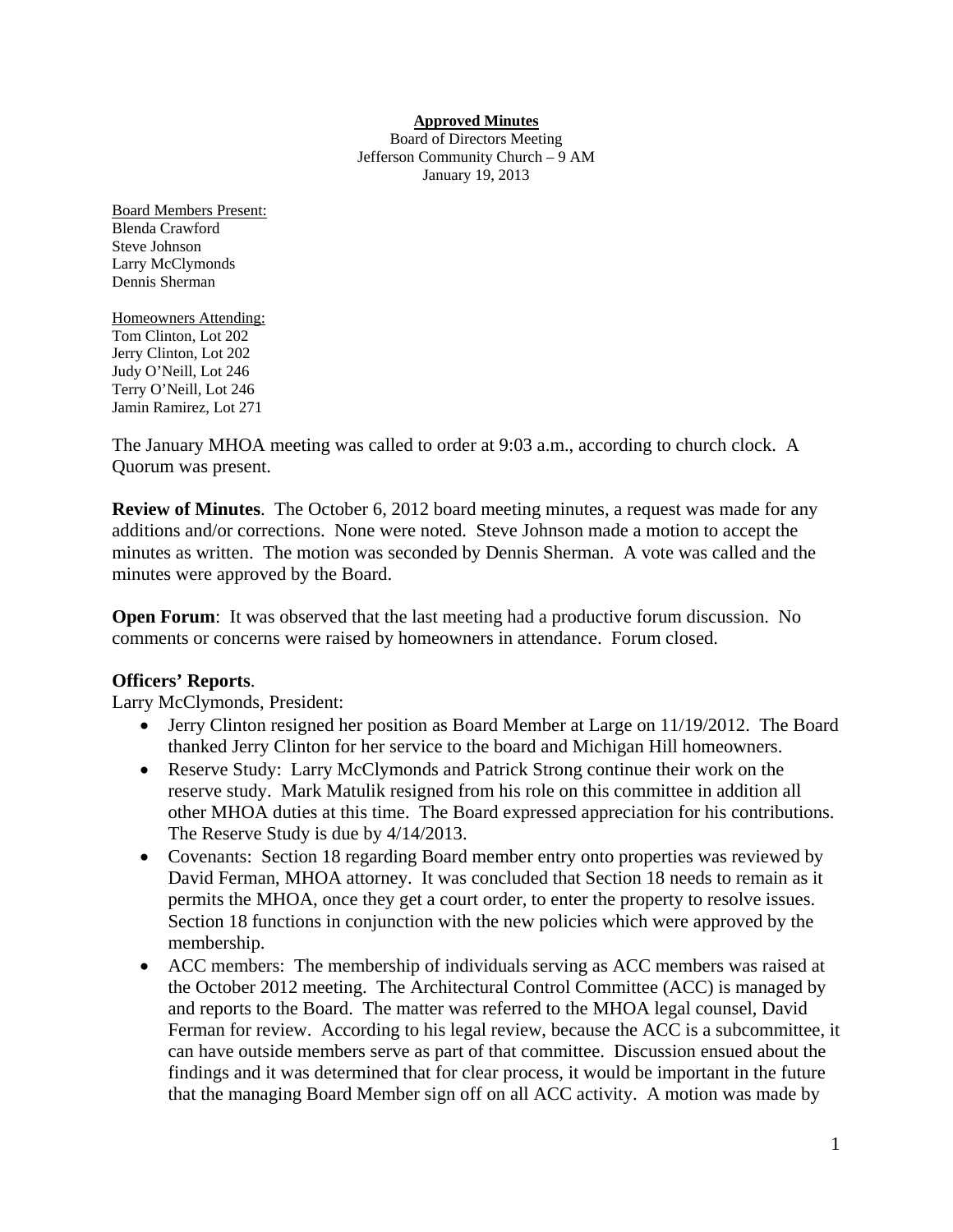**Approved Minutes**

Board of Directors Meeting
Jefferson Community Church – 9 AM
January 19, 2013

Board Members Present:
Blenda Crawford
Steve Johnson
Larry McClymonds
Dennis Sherman

Homeowners Attending:
Tom Clinton, Lot 202
Jerry Clinton, Lot 202
Judy O'Neill, Lot 246
Terry O'Neill, Lot 246
Jamin Ramirez, Lot 271

The January MHOA meeting was called to order at 9:03 a.m., according to church clock. A Quorum was present.

**Review of Minutes**. The October 6, 2012 board meeting minutes, a request was made for any additions and/or corrections. None were noted. Steve Johnson made a motion to accept the minutes as written. The motion was seconded by Dennis Sherman. A vote was called and the minutes were approved by the Board.

**Open Forum**: It was observed that the last meeting had a productive forum discussion. No comments or concerns were raised by homeowners in attendance. Forum closed.

**Officers' Reports**.

Larry McClymonds, President:

- Jerry Clinton resigned her position as Board Member at Large on 11/19/2012. The Board thanked Jerry Clinton for her service to the board and Michigan Hill homeowners.
- Reserve Study: Larry McClymonds and Patrick Strong continue their work on the reserve study. Mark Matulik resigned from his role on this committee in addition all other MHOA duties at this time. The Board expressed appreciation for his contributions. The Reserve Study is due by 4/14/2013.
- Covenants: Section 18 regarding Board member entry onto properties was reviewed by David Ferman, MHOA attorney. It was concluded that Section 18 needs to remain as it permits the MHOA, once they get a court order, to enter the property to resolve issues. Section 18 functions in conjunction with the new policies which were approved by the membership.
- ACC members: The membership of individuals serving as ACC members was raised at the October 2012 meeting. The Architectural Control Committee (ACC) is managed by and reports to the Board. The matter was referred to the MHOA legal counsel, David Ferman for review. According to his legal review, because the ACC is a subcommittee, it can have outside members serve as part of that committee. Discussion ensued about the findings and it was determined that for clear process, it would be important in the future that the managing Board Member sign off on all ACC activity. A motion was made by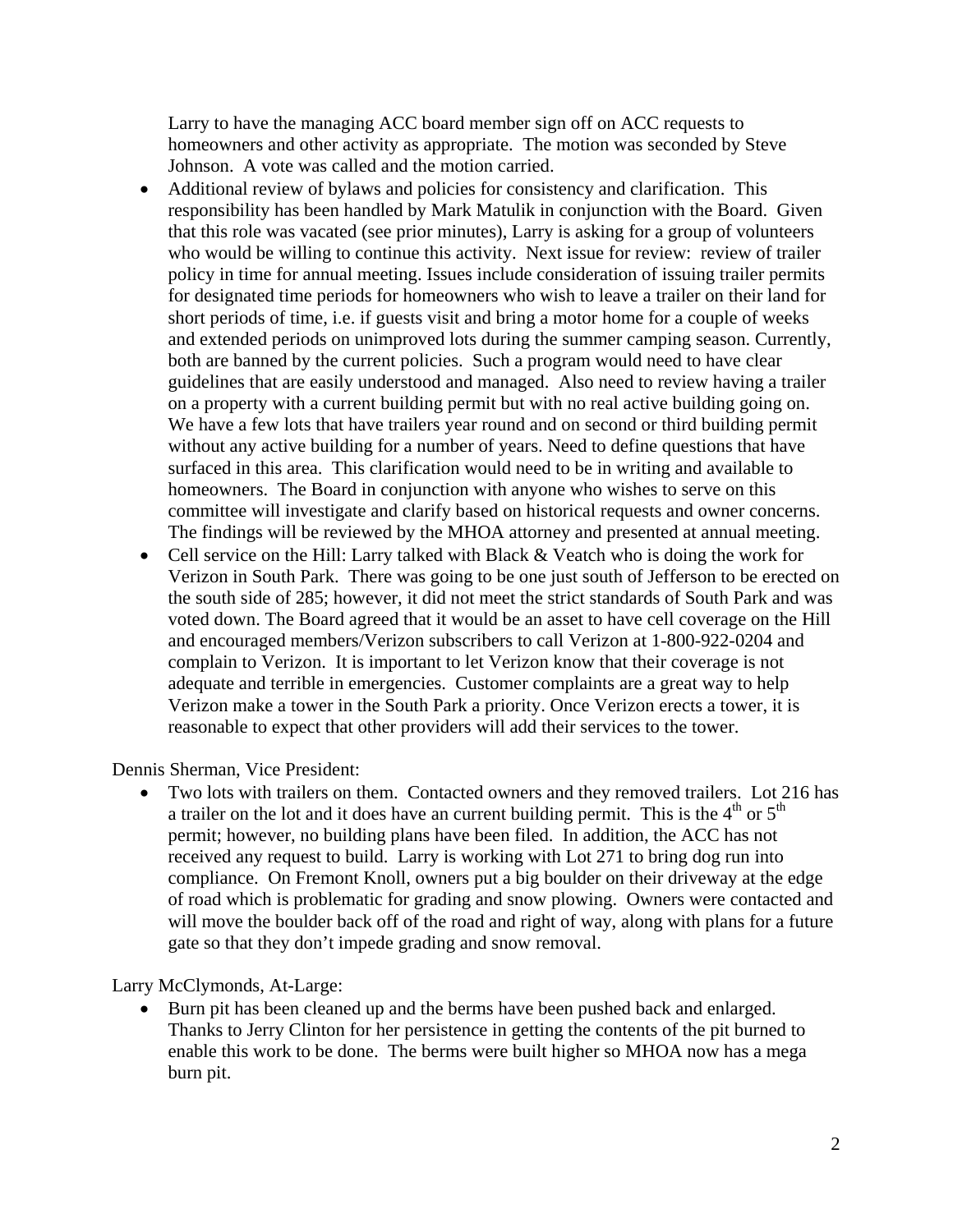Larry to have the managing ACC board member sign off on ACC requests to homeowners and other activity as appropriate. The motion was seconded by Steve Johnson. A vote was called and the motion carried.

- Additional review of bylaws and policies for consistency and clarification. This responsibility has been handled by Mark Matulik in conjunction with the Board. Given that this role was vacated (see prior minutes), Larry is asking for a group of volunteers who would be willing to continue this activity. Next issue for review: review of trailer policy in time for annual meeting. Issues include consideration of issuing trailer permits for designated time periods for homeowners who wish to leave a trailer on their land for short periods of time, i.e. if guests visit and bring a motor home for a couple of weeks and extended periods on unimproved lots during the summer camping season. Currently, both are banned by the current policies. Such a program would need to have clear guidelines that are easily understood and managed. Also need to review having a trailer on a property with a current building permit but with no real active building going on. We have a few lots that have trailers year round and on second or third building permit without any active building for a number of years. Need to define questions that have surfaced in this area. This clarification would need to be in writing and available to homeowners. The Board in conjunction with anyone who wishes to serve on this committee will investigate and clarify based on historical requests and owner concerns. The findings will be reviewed by the MHOA attorney and presented at annual meeting.
- Cell service on the Hill: Larry talked with Black & Veatch who is doing the work for Verizon in South Park. There was going to be one just south of Jefferson to be erected on the south side of 285; however, it did not meet the strict standards of South Park and was voted down. The Board agreed that it would be an asset to have cell coverage on the Hill and encouraged members/Verizon subscribers to call Verizon at 1-800-922-0204 and complain to Verizon. It is important to let Verizon know that their coverage is not adequate and terrible in emergencies. Customer complaints are a great way to help Verizon make a tower in the South Park a priority. Once Verizon erects a tower, it is reasonable to expect that other providers will add their services to the tower.

Dennis Sherman, Vice President:

- Two lots with trailers on them. Contacted owners and they removed trailers. Lot 216 has a trailer on the lot and it does have an current building permit. This is the 4th or 5th permit; however, no building plans have been filed. In addition, the ACC has not received any request to build. Larry is working with Lot 271 to bring dog run into compliance. On Fremont Knoll, owners put a big boulder on their driveway at the edge of road which is problematic for grading and snow plowing. Owners were contacted and will move the boulder back off of the road and right of way, along with plans for a future gate so that they don't impede grading and snow removal.

Larry McClymonds, At-Large:

- Burn pit has been cleaned up and the berms have been pushed back and enlarged. Thanks to Jerry Clinton for her persistence in getting the contents of the pit burned to enable this work to be done. The berms were built higher so MHOA now has a mega burn pit.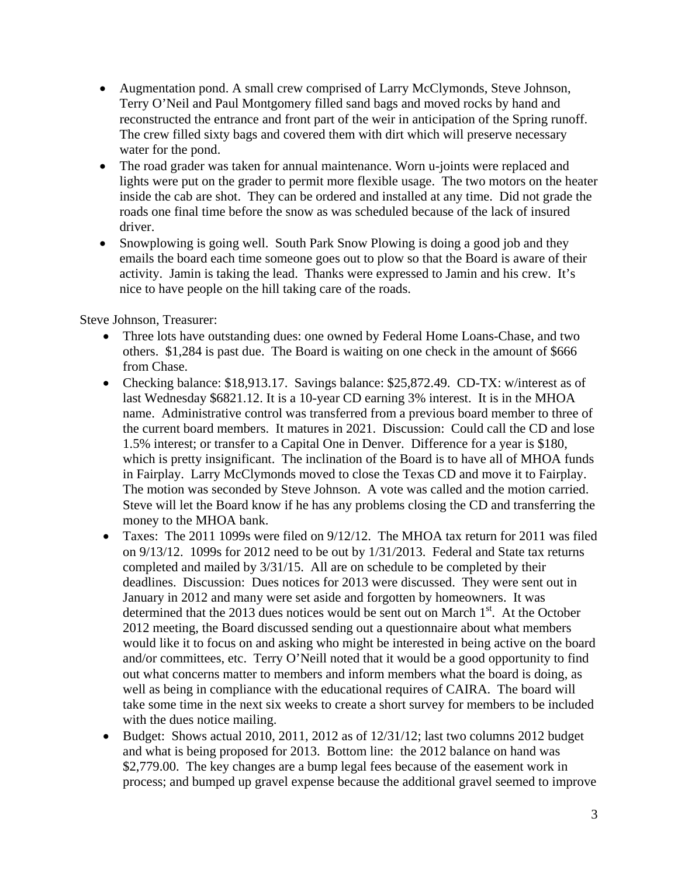- Augmentation pond. A small crew comprised of Larry McClymonds, Steve Johnson, Terry O'Neil and Paul Montgomery filled sand bags and moved rocks by hand and reconstructed the entrance and front part of the weir in anticipation of the Spring runoff. The crew filled sixty bags and covered them with dirt which will preserve necessary water for the pond.
- The road grader was taken for annual maintenance. Worn u-joints were replaced and lights were put on the grader to permit more flexible usage. The two motors on the heater inside the cab are shot. They can be ordered and installed at any time. Did not grade the roads one final time before the snow as was scheduled because of the lack of insured driver.
- Snowplowing is going well. South Park Snow Plowing is doing a good job and they emails the board each time someone goes out to plow so that the Board is aware of their activity. Jamin is taking the lead. Thanks were expressed to Jamin and his crew. It's nice to have people on the hill taking care of the roads.

Steve Johnson, Treasurer:

- Three lots have outstanding dues: one owned by Federal Home Loans-Chase, and two others. $1,284 is past due. The Board is waiting on one check in the amount of $666 from Chase.
- Checking balance: $18,913.17. Savings balance: $25,872.49. CD-TX: w/interest as of last Wednesday $6821.12. It is a 10-year CD earning 3% interest. It is in the MHOA name. Administrative control was transferred from a previous board member to three of the current board members. It matures in 2021. Discussion: Could call the CD and lose 1.5% interest; or transfer to a Capital One in Denver. Difference for a year is $180, which is pretty insignificant. The inclination of the Board is to have all of MHOA funds in Fairplay. Larry McClymonds moved to close the Texas CD and move it to Fairplay. The motion was seconded by Steve Johnson. A vote was called and the motion carried. Steve will let the Board know if he has any problems closing the CD and transferring the money to the MHOA bank.
- Taxes: The 2011 1099s were filed on 9/12/12. The MHOA tax return for 2011 was filed on 9/13/12. 1099s for 2012 need to be out by 1/31/2013. Federal and State tax returns completed and mailed by 3/31/15. All are on schedule to be completed by their deadlines. Discussion: Dues notices for 2013 were discussed. They were sent out in January in 2012 and many were set aside and forgotten by homeowners. It was determined that the 2013 dues notices would be sent out on March 1st. At the October 2012 meeting, the Board discussed sending out a questionnaire about what members would like it to focus on and asking who might be interested in being active on the board and/or committees, etc. Terry O'Neill noted that it would be a good opportunity to find out what concerns matter to members and inform members what the board is doing, as well as being in compliance with the educational requires of CAIRA. The board will take some time in the next six weeks to create a short survey for members to be included with the dues notice mailing.
- Budget: Shows actual 2010, 2011, 2012 as of 12/31/12; last two columns 2012 budget and what is being proposed for 2013. Bottom line: the 2012 balance on hand was $2,779.00. The key changes are a bump legal fees because of the easement work in process; and bumped up gravel expense because the additional gravel seemed to improve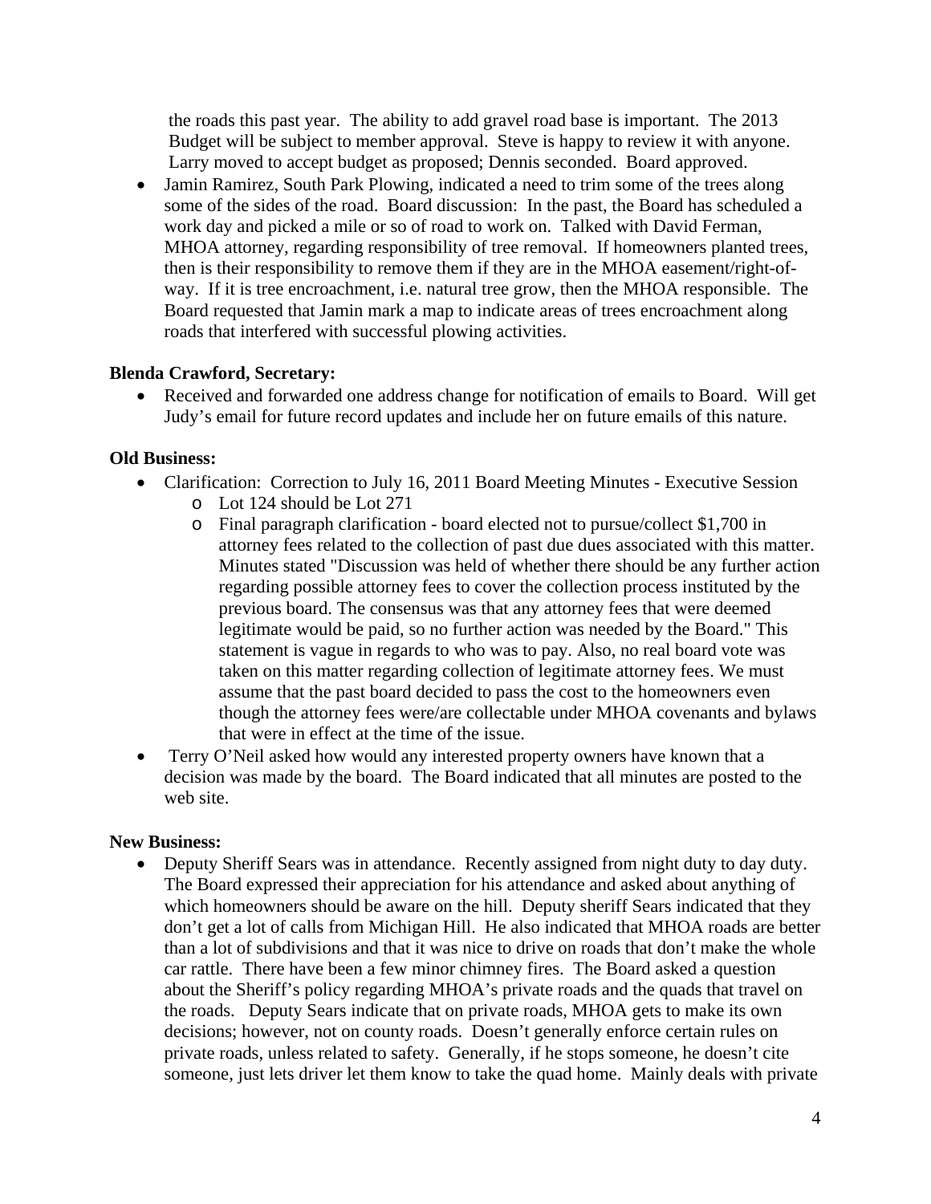the roads this past year. The ability to add gravel road base is important. The 2013 Budget will be subject to member approval. Steve is happy to review it with anyone. Larry moved to accept budget as proposed; Dennis seconded. Board approved.

- Jamin Ramirez, South Park Plowing, indicated a need to trim some of the trees along some of the sides of the road. Board discussion: In the past, the Board has scheduled a work day and picked a mile or so of road to work on. Talked with David Ferman, MHOA attorney, regarding responsibility of tree removal. If homeowners planted trees, then is their responsibility to remove them if they are in the MHOA easement/right-of-way. If it is tree encroachment, i.e. natural tree grow, then the MHOA responsible. The Board requested that Jamin mark a map to indicate areas of trees encroachment along roads that interfered with successful plowing activities.

**Blenda Crawford, Secretary:**

- Received and forwarded one address change for notification of emails to Board. Will get Judy's email for future record updates and include her on future emails of this nature.

**Old Business:**

- Clarification: Correction to July 16, 2011 Board Meeting Minutes - Executive Session
  - Lot 124 should be Lot 271
  - Final paragraph clarification - board elected not to pursue/collect $1,700 in attorney fees related to the collection of past due dues associated with this matter. Minutes stated "Discussion was held of whether there should be any further action regarding possible attorney fees to cover the collection process instituted by the previous board. The consensus was that any attorney fees that were deemed legitimate would be paid, so no further action was needed by the Board." This statement is vague in regards to who was to pay. Also, no real board vote was taken on this matter regarding collection of legitimate attorney fees. We must assume that the past board decided to pass the cost to the homeowners even though the attorney fees were/are collectable under MHOA covenants and bylaws that were in effect at the time of the issue.
- Terry O'Neil asked how would any interested property owners have known that a decision was made by the board. The Board indicated that all minutes are posted to the web site.

**New Business:**

- Deputy Sheriff Sears was in attendance. Recently assigned from night duty to day duty. The Board expressed their appreciation for his attendance and asked about anything of which homeowners should be aware on the hill. Deputy sheriff Sears indicated that they don't get a lot of calls from Michigan Hill. He also indicated that MHOA roads are better than a lot of subdivisions and that it was nice to drive on roads that don't make the whole car rattle. There have been a few minor chimney fires. The Board asked a question about the Sheriff's policy regarding MHOA's private roads and the quads that travel on the roads. Deputy Sears indicate that on private roads, MHOA gets to make its own decisions; however, not on county roads. Doesn't generally enforce certain rules on private roads, unless related to safety. Generally, if he stops someone, he doesn't cite someone, just lets driver let them know to take the quad home. Mainly deals with private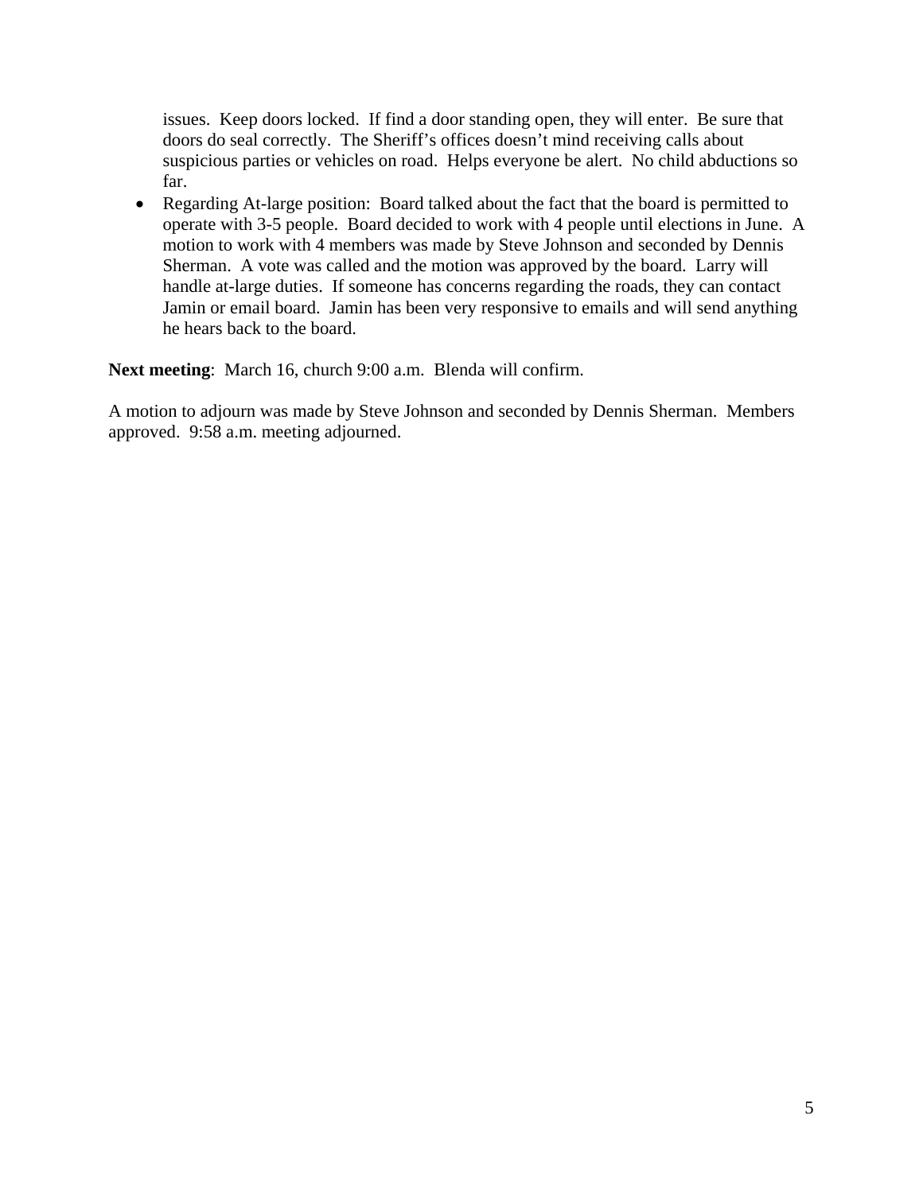issues. Keep doors locked. If find a door standing open, they will enter. Be sure that doors do seal correctly. The Sheriff's offices doesn't mind receiving calls about suspicious parties or vehicles on road. Helps everyone be alert. No child abductions so far.

- Regarding At-large position: Board talked about the fact that the board is permitted to operate with 3-5 people. Board decided to work with 4 people until elections in June. A motion to work with 4 members was made by Steve Johnson and seconded by Dennis Sherman. A vote was called and the motion was approved by the board. Larry will handle at-large duties. If someone has concerns regarding the roads, they can contact Jamin or email board. Jamin has been very responsive to emails and will send anything he hears back to the board.

**Next meeting**: March 16, church 9:00 a.m. Blenda will confirm.

A motion to adjourn was made by Steve Johnson and seconded by Dennis Sherman. Members approved. 9:58 a.m. meeting adjourned.